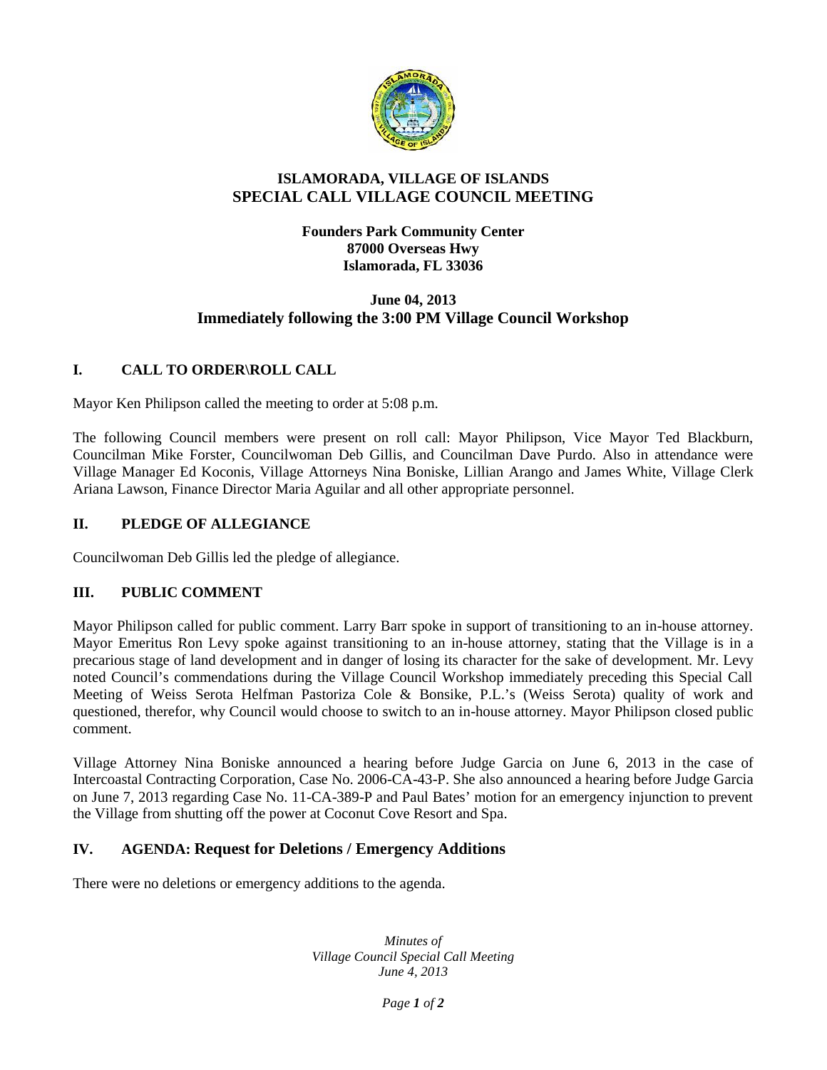# ISLAMORADA, VILLAGE OF ISLANDS
# SPECIAL CALL VILLAGE COUNCIL MEETING

**Founders Park Community Center**
**87000 Overseas Hwy**
**Islamorada, FL 33036**

**June 04, 2013**
**Immediately following the 3:00 PM Village Council Workshop**

## I. CALL TO ORDER\ROLL CALL

Mayor Ken Philipson called the meeting to order at 5:08 p.m.

The following Council members were present on roll call: Mayor Philipson, Vice Mayor Ted Blackburn, Councilman Mike Forster, Councilwoman Deb Gillis, and Councilman Dave Purdo. Also in attendance were Village Manager Ed Koconis, Village Attorneys Nina Boniske, Lillian Arango and James White, Village Clerk Ariana Lawson, Finance Director Maria Aguilar and all other appropriate personnel.

## II. PLEDGE OF ALLEGIANCE

Councilwoman Deb Gillis led the pledge of allegiance.

## III. PUBLIC COMMENT

Mayor Philipson called for public comment. Larry Barr spoke in support of transitioning to an in-house attorney. Mayor Emeritus Ron Levy spoke against transitioning to an in-house attorney, stating that the Village is in a precarious stage of land development and in danger of losing its character for the sake of development. Mr. Levy noted Council's commendations during the Village Council Workshop immediately preceding this Special Call Meeting of Weiss Serota Helfman Pastoriza Cole & Bonsike, P.L.'s (Weiss Serota) quality of work and questioned, therefor, why Council would choose to switch to an in-house attorney. Mayor Philipson closed public comment.

Village Attorney Nina Boniske announced a hearing before Judge Garcia on June 6, 2013 in the case of Intercoastal Contracting Corporation, Case No. 2006-CA-43-P. She also announced a hearing before Judge Garcia on June 7, 2013 regarding Case No. 11-CA-389-P and Paul Bates' motion for an emergency injunction to prevent the Village from shutting off the power at Coconut Cove Resort and Spa.

## IV. AGENDA: Request for Deletions / Emergency Additions

There were no deletions or emergency additions to the agenda.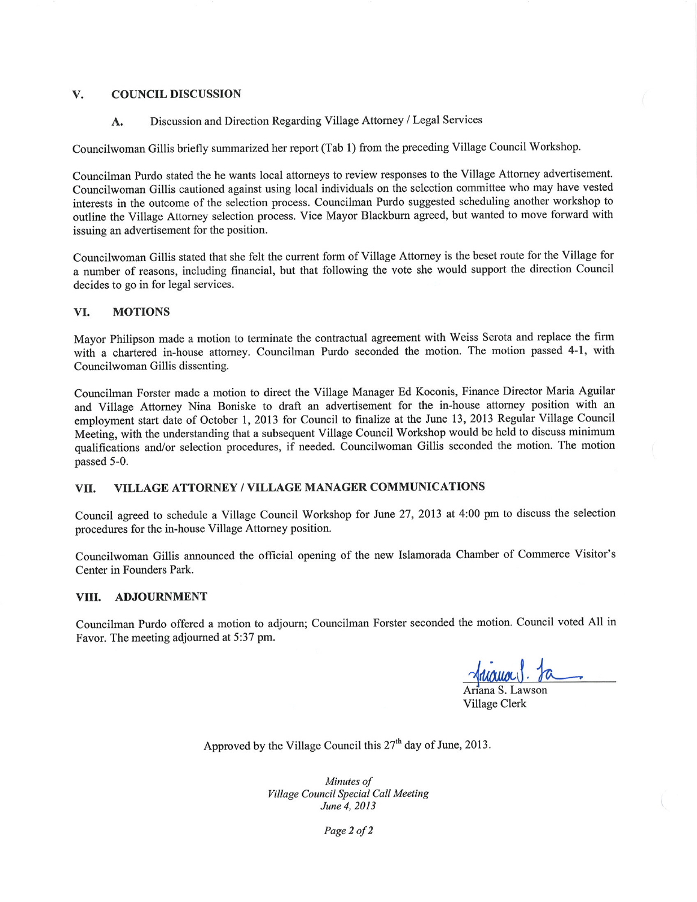## V. COUNCIL DISCUSSION

### A. Discussion and Direction Regarding Village Attorney / Legal Services

Councilwoman Gillis briefly summarized her report (Tab 1) from the preceding Village Council Workshop.

Councilman Purdo stated the he wants local attorneys to review responses to the Village Attorney advertisement. Councilwoman Gillis cautioned against using local individuals on the selection committee who may have vested interests in the outcome of the selection process. Councilman Purdo suggested scheduling another workshop to outline the Village Attorney selection process. Vice Mayor Blackburn agreed, but wanted to move forward with issuing an advertisement for the position.

Councilwoman Gillis stated that she felt the current form of Village Attorney is the beset route for the Village for a number of reasons, including financial, but that following the vote she would support the direction Council decides to go in for legal services.

## VI. MOTIONS

Mayor Philipson made a motion to terminate the contractual agreement with Weiss Serota and replace the firm with a chartered in-house attorney. Councilman Purdo seconded the motion. The motion passed 4-1, with Councilwoman Gillis dissenting.

Councilman Forster made a motion to direct the Village Manager Ed Koconis, Finance Director Maria Aguilar and Village Attorney Nina Boniske to draft an advertisement for the in-house attorney position with an employment start date of October 1, 2013 for Council to finalize at the June 13, 2013 Regular Village Council Meeting, with the understanding that a subsequent Village Council Workshop would be held to discuss minimum qualifications and/or selection procedures, if needed. Councilwoman Gillis seconded the motion. The motion passed 5-0.

## VII. VILLAGE ATTORNEY / VILLAGE MANAGER COMMUNICATIONS

Council agreed to schedule a Village Council Workshop for June 27, 2013 at 4:00 pm to discuss the selection procedures for the in-house Village Attorney position.

Councilwoman Gillis announced the official opening of the new Islamorada Chamber of Commerce Visitor's Center in Founders Park.

## VIII. ADJOURNMENT

Councilman Purdo offered a motion to adjourn; Councilman Forster seconded the motion. Council voted All in Favor. The meeting adjourned at 5:37 pm.

Ariana S. Lawson
Village Clerk

Approved by the Village Council this 27th day of June, 2013.

*Minutes of*
*Village Council Special Call Meeting*
*June 4, 2013*